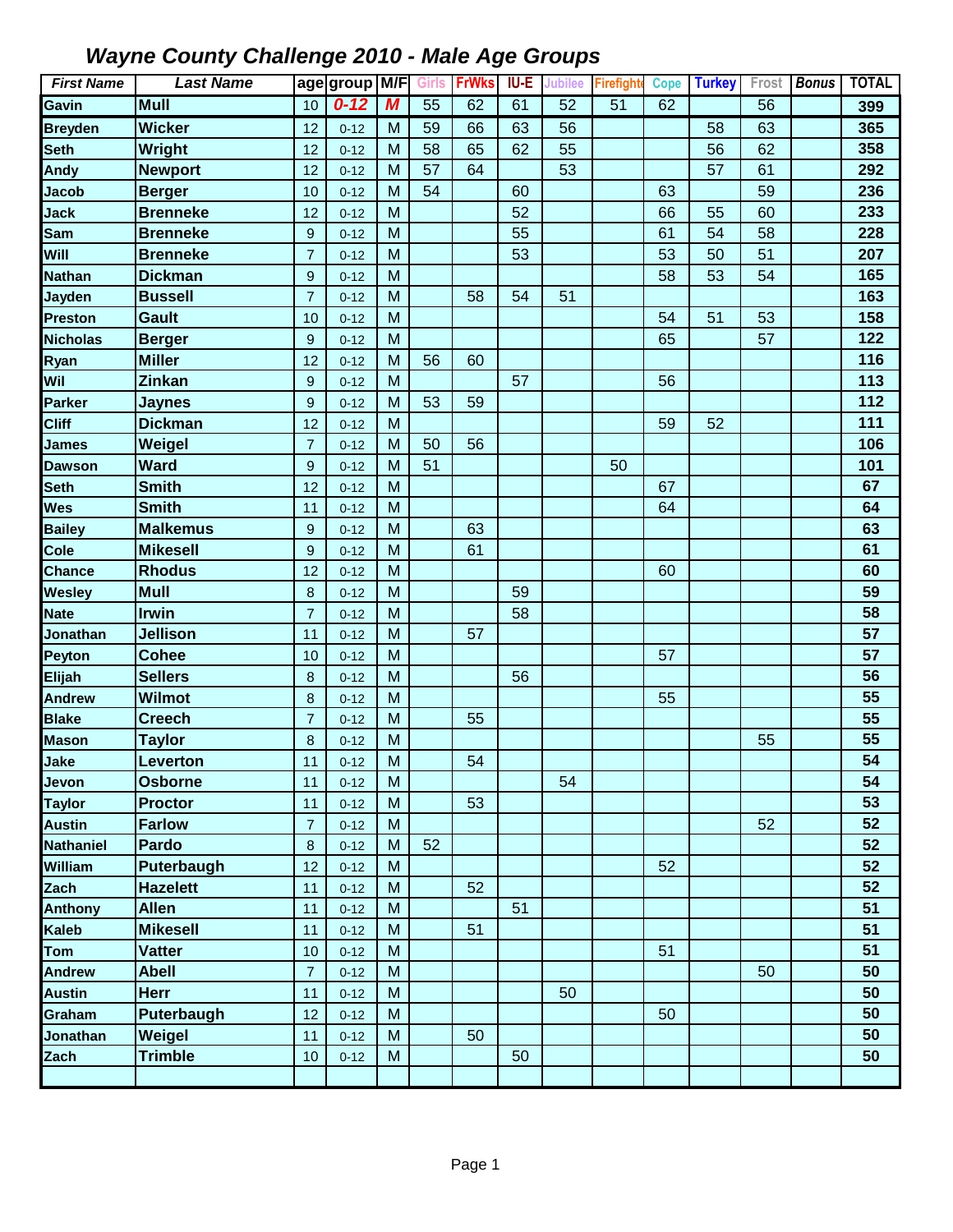# Wayne County Challenge 2010 - Male Age Groups

| First Name | Last Name | age | group | M/F | Girls | FrWks | IU-E | Jubilee | Firefighte | Cope | Turkey | Frost | Bonus | TOTAL |
|---|---|---|---|---|---|---|---|---|---|---|---|---|---|---|
| Gavin | Mull | 10 | 0-12 | M | 55 | 62 | 61 | 52 | 51 | 62 | | 56 | | 399 |
| Breyden | Wicker | 12 | 0-12 | M | 59 | 66 | 63 | 56 | | | 58 | 63 | | 365 |
| Seth | Wright | 12 | 0-12 | M | 58 | 65 | 62 | 55 | | | 56 | 62 | | 358 |
| Andy | Newport | 12 | 0-12 | M | 57 | 64 | | 53 | | | 57 | 61 | | 292 |
| Jacob | Berger | 10 | 0-12 | M | 54 | | 60 | | | 63 | | 59 | | 236 |
| Jack | Brenneke | 12 | 0-12 | M | | | 52 | | | 66 | 55 | 60 | | 233 |
| Sam | Brenneke | 9 | 0-12 | M | | | 55 | | | 61 | 54 | 58 | | 228 |
| Will | Brenneke | 7 | 0-12 | M | | | 53 | | | 53 | 50 | 51 | | 207 |
| Nathan | Dickman | 9 | 0-12 | M | | | | | | 58 | 53 | 54 | | 165 |
| Jayden | Bussell | 7 | 0-12 | M | | 58 | 54 | 51 | | | | | | 163 |
| Preston | Gault | 10 | 0-12 | M | | | | | | 54 | 51 | 53 | | 158 |
| Nicholas | Berger | 9 | 0-12 | M | | | | | | 65 | | 57 | | 122 |
| Ryan | Miller | 12 | 0-12 | M | 56 | 60 | | | | | | | | 116 |
| Wil | Zinkan | 9 | 0-12 | M | | | 57 | | | 56 | | | | 113 |
| Parker | Jaynes | 9 | 0-12 | M | 53 | 59 | | | | | | | | 112 |
| Cliff | Dickman | 12 | 0-12 | M | | | | | | 59 | 52 | | | 111 |
| James | Weigel | 7 | 0-12 | M | 50 | 56 | | | | | | | | 106 |
| Dawson | Ward | 9 | 0-12 | M | 51 | | | | 50 | | | | | 101 |
| Seth | Smith | 12 | 0-12 | M | | | | | | 67 | | | | 67 |
| Wes | Smith | 11 | 0-12 | M | | | | | | 64 | | | | 64 |
| Bailey | Malkemus | 9 | 0-12 | M | | 63 | | | | | | | | 63 |
| Cole | Mikesell | 9 | 0-12 | M | | 61 | | | | | | | | 61 |
| Chance | Rhodus | 12 | 0-12 | M | | | | | | 60 | | | | 60 |
| Wesley | Mull | 8 | 0-12 | M | | | 59 | | | | | | | 59 |
| Nate | Irwin | 7 | 0-12 | M | | | 58 | | | | | | | 58 |
| Jonathan | Jellison | 11 | 0-12 | M | | 57 | | | | | | | | 57 |
| Peyton | Cohee | 10 | 0-12 | M | | | | | | 57 | | | | 57 |
| Elijah | Sellers | 8 | 0-12 | M | | | 56 | | | | | | | 56 |
| Andrew | Wilmot | 8 | 0-12 | M | | | | | | 55 | | | | 55 |
| Blake | Creech | 7 | 0-12 | M | | 55 | | | | | | | | 55 |
| Mason | Taylor | 8 | 0-12 | M | | | | | | | | 55 | | 55 |
| Jake | Leverton | 11 | 0-12 | M | | 54 | | | | | | | | 54 |
| Jevon | Osborne | 11 | 0-12 | M | | | | 54 | | | | | | 54 |
| Taylor | Proctor | 11 | 0-12 | M | | 53 | | | | | | | | 53 |
| Austin | Farlow | 7 | 0-12 | M | | | | | | | | 52 | | 52 |
| Nathaniel | Pardo | 8 | 0-12 | M | 52 | | | | | | | | | 52 |
| William | Puterbaugh | 12 | 0-12 | M | | | | | | 52 | | | | 52 |
| Zach | Hazelett | 11 | 0-12 | M | | 52 | | | | | | | | 52 |
| Anthony | Allen | 11 | 0-12 | M | | | 51 | | | | | | | 51 |
| Kaleb | Mikesell | 11 | 0-12 | M | | 51 | | | | | | | | 51 |
| Tom | Vatter | 10 | 0-12 | M | | | | | | 51 | | | | 51 |
| Andrew | Abell | 7 | 0-12 | M | | | | | | | | 50 | | 50 |
| Austin | Herr | 11 | 0-12 | M | | | | 50 | | | | | | 50 |
| Graham | Puterbaugh | 12 | 0-12 | M | | | | | | 50 | | | | 50 |
| Jonathan | Weigel | 11 | 0-12 | M | | 50 | | | | | | | | 50 |
| Zach | Trimble | 10 | 0-12 | M | | | 50 | | | | | | | 50 |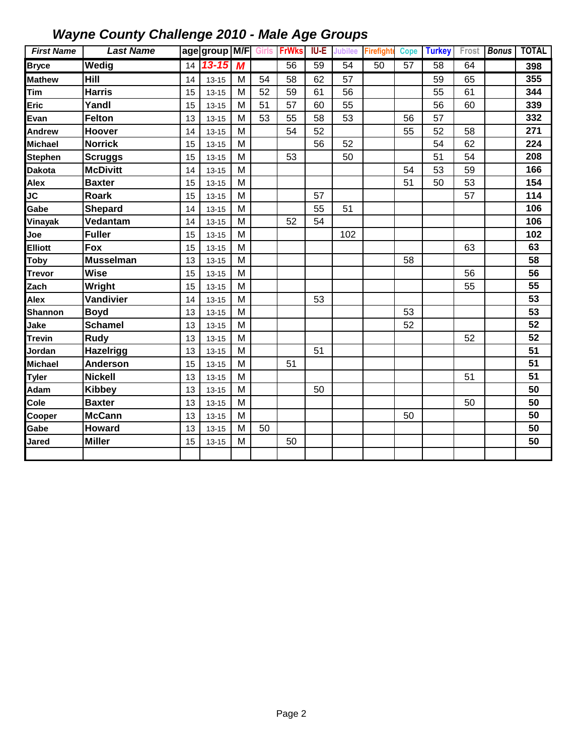# *Wayne County Challenge 2010 - Male Age Groups*

| First Name | Last Name | age | group | M/F | Girls | FrWks | IU-E | Jubilee | Firefighte | Cope | Turkey | Frost | Bonus | TOTAL |
|---|---|---|---|---|---|---|---|---|---|---|---|---|---|---|
| Bryce | Wedig | 14 | 13-15 | M | | 56 | 59 | 54 | 50 | 57 | 58 | 64 | | 398 |
| Mathew | Hill | 14 | 13-15 | M | 54 | 58 | 62 | 57 | | | 59 | 65 | | 355 |
| Tim | Harris | 15 | 13-15 | M | 52 | 59 | 61 | 56 | | | 55 | 61 | | 344 |
| Eric | Yandl | 15 | 13-15 | M | 51 | 57 | 60 | 55 | | | 56 | 60 | | 339 |
| Evan | Felton | 13 | 13-15 | M | 53 | 55 | 58 | 53 | | 56 | 57 | | | 332 |
| Andrew | Hoover | 14 | 13-15 | M | | 54 | 52 | | | 55 | 52 | 58 | | 271 |
| Michael | Norrick | 15 | 13-15 | M | | | 56 | 52 | | | 54 | 62 | | 224 |
| Stephen | Scruggs | 15 | 13-15 | M | | 53 | | 50 | | | 51 | 54 | | 208 |
| Dakota | McDivitt | 14 | 13-15 | M | | | | | | 54 | 53 | 59 | | 166 |
| Alex | Baxter | 15 | 13-15 | M | | | | | | 51 | 50 | 53 | | 154 |
| JC | Roark | 15 | 13-15 | M | | | 57 | | | | | 57 | | 114 |
| Gabe | Shepard | 14 | 13-15 | M | | | 55 | 51 | | | | | | 106 |
| Vinayak | Vedantam | 14 | 13-15 | M | | 52 | 54 | | | | | | | 106 |
| Joe | Fuller | 15 | 13-15 | M | | | | 102 | | | | | | 102 |
| Elliott | Fox | 15 | 13-15 | M | | | | | | | | 63 | | 63 |
| Toby | Musselman | 13 | 13-15 | M | | | | | | 58 | | | | 58 |
| Trevor | Wise | 15 | 13-15 | M | | | | | | | | 56 | | 56 |
| Zach | Wright | 15 | 13-15 | M | | | | | | | | 55 | | 55 |
| Alex | Vandivier | 14 | 13-15 | M | | | 53 | | | | | | | 53 |
| Shannon | Boyd | 13 | 13-15 | M | | | | | | 53 | | | | 53 |
| Jake | Schamel | 13 | 13-15 | M | | | | | | 52 | | | | 52 |
| Trevin | Rudy | 13 | 13-15 | M | | | | | | | | 52 | | 52 |
| Jordan | Hazelrigg | 13 | 13-15 | M | | | 51 | | | | | | | 51 |
| Michael | Anderson | 15 | 13-15 | M | | 51 | | | | | | | | 51 |
| Tyler | Nickell | 13 | 13-15 | M | | | | | | | | 51 | | 51 |
| Adam | Kibbey | 13 | 13-15 | M | | | 50 | | | | | | | 50 |
| Cole | Baxter | 13 | 13-15 | M | | | | | | | | 50 | | 50 |
| Cooper | McCann | 13 | 13-15 | M | | | | | | 50 | | | | 50 |
| Gabe | Howard | 13 | 13-15 | M | 50 | | | | | | | | | 50 |
| Jared | Miller | 15 | 13-15 | M | | 50 | | | | | | | | 50 |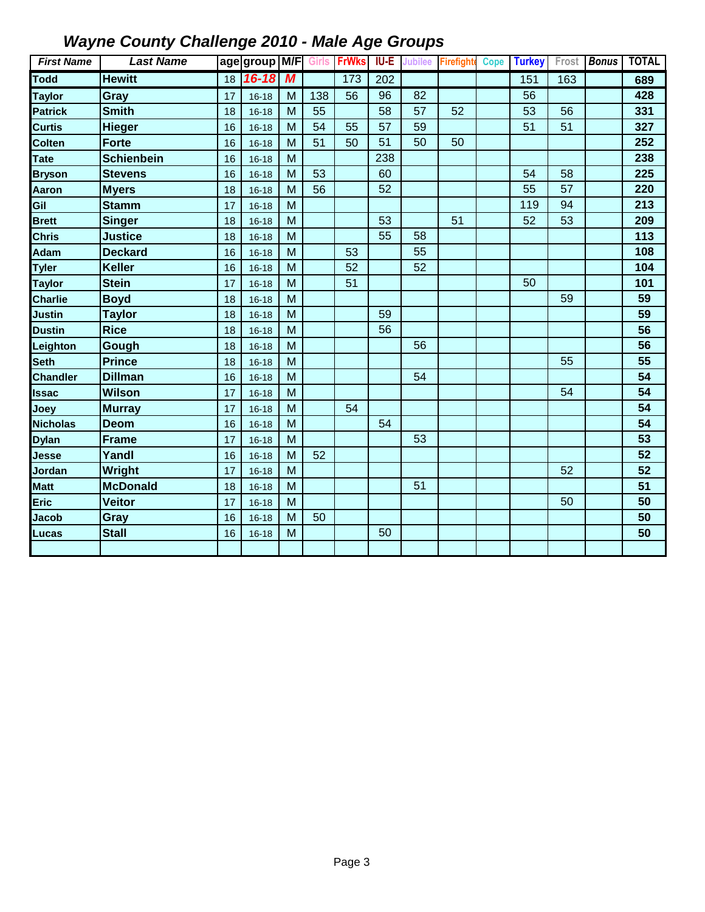# *Wayne County Challenge 2010 - Male Age Groups*

| First Name | Last Name | age | group | M/F | Girls | FrWks | IU-E | Jubilee | Firefight | Cope | Turkey | Frost | Bonus | TOTAL |
|---|---|---|---|---|---|---|---|---|---|---|---|---|---|---|
| **Todd** | **Hewitt** | 18 | ***16-18*** | ***M*** | | 173 | 202 | | | | 151 | 163 | | **689** |
| **Taylor** | **Gray** | 17 | 16-18 | M | 138 | 56 | 96 | 82 | | | 56 | | | **428** |
| **Patrick** | **Smith** | 18 | 16-18 | M | 55 | | 58 | 57 | 52 | | 53 | 56 | | **331** |
| **Curtis** | **Hieger** | 16 | 16-18 | M | 54 | 55 | 57 | 59 | | | 51 | 51 | | **327** |
| **Colten** | **Forte** | 16 | 16-18 | M | 51 | 50 | 51 | 50 | 50 | | | | | **252** |
| **Tate** | **Schienbein** | 16 | 16-18 | M | | | 238 | | | | | | | **238** |
| **Bryson** | **Stevens** | 16 | 16-18 | M | 53 | | 60 | | | | 54 | 58 | | **225** |
| **Aaron** | **Myers** | 18 | 16-18 | M | 56 | | 52 | | | | 55 | 57 | | **220** |
| **Gil** | **Stamm** | 17 | 16-18 | M | | | | | | | 119 | 94 | | **213** |
| **Brett** | **Singer** | 18 | 16-18 | M | | | 53 | | 51 | | 52 | 53 | | **209** |
| **Chris** | **Justice** | 18 | 16-18 | M | | | 55 | 58 | | | | | | **113** |
| **Adam** | **Deckard** | 16 | 16-18 | M | | 53 | | 55 | | | | | | **108** |
| **Tyler** | **Keller** | 16 | 16-18 | M | | 52 | | 52 | | | | | | **104** |
| **Taylor** | **Stein** | 17 | 16-18 | M | | 51 | | | | | 50 | | | **101** |
| **Charlie** | **Boyd** | 18 | 16-18 | M | | | | | | | | 59 | | **59** |
| **Justin** | **Taylor** | 18 | 16-18 | M | | | 59 | | | | | | | **59** |
| **Dustin** | **Rice** | 18 | 16-18 | M | | | 56 | | | | | | | **56** |
| **Leighton** | **Gough** | 18 | 16-18 | M | | | | 56 | | | | | | **56** |
| **Seth** | **Prince** | 18 | 16-18 | M | | | | | | | | 55 | | **55** |
| **Chandler** | **Dillman** | 16 | 16-18 | M | | | | 54 | | | | | | **54** |
| **Issac** | **Wilson** | 17 | 16-18 | M | | | | | | | | 54 | | **54** |
| **Joey** | **Murray** | 17 | 16-18 | M | | 54 | | | | | | | | **54** |
| **Nicholas** | **Deom** | 16 | 16-18 | M | | | 54 | | | | | | | **54** |
| **Dylan** | **Frame** | 17 | 16-18 | M | | | | 53 | | | | | | **53** |
| **Jesse** | **Yandl** | 16 | 16-18 | M | 52 | | | | | | | | | **52** |
| **Jordan** | **Wright** | 17 | 16-18 | M | | | | | | | | 52 | | **52** |
| **Matt** | **McDonald** | 18 | 16-18 | M | | | | 51 | | | | | | **51** |
| **Eric** | **Veitor** | 17 | 16-18 | M | | | | | | | | 50 | | **50** |
| **Jacob** | **Gray** | 16 | 16-18 | M | 50 | | | | | | | | | **50** |
| **Lucas** | **Stall** | 16 | 16-18 | M | | | 50 | | | | | | | **50** |
| | | | | | | | | | | | | | | |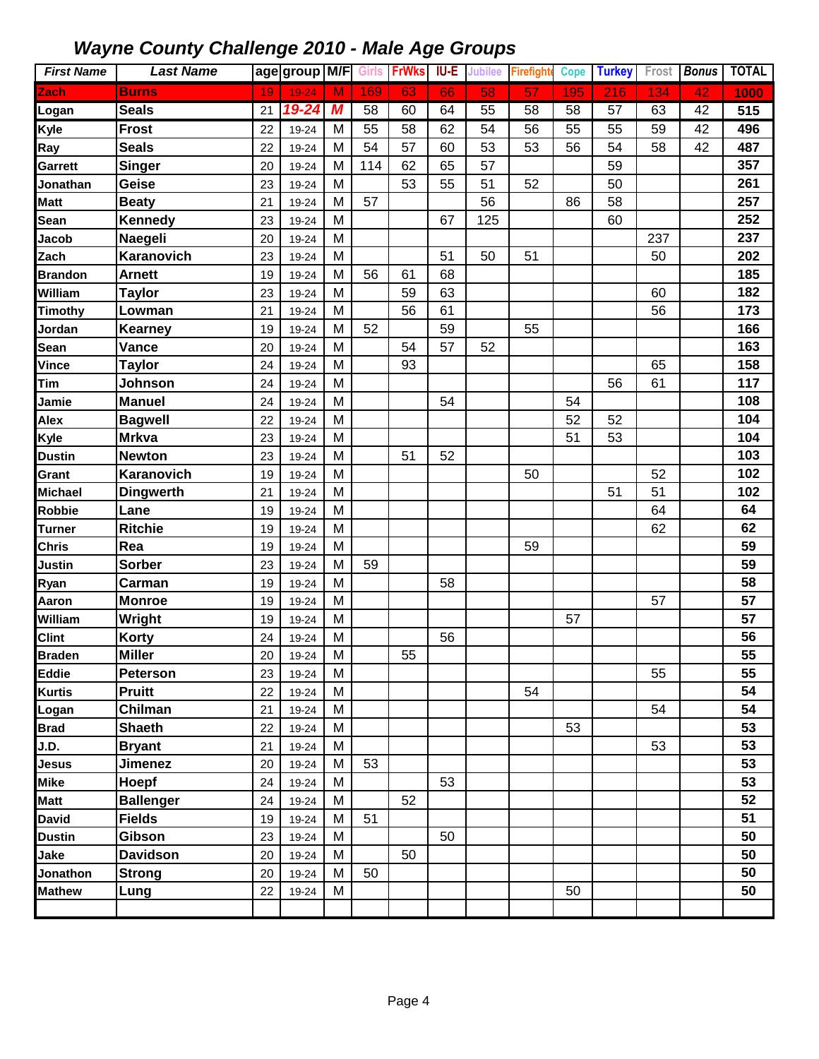# *Wayne County Challenge 2010 - Male Age Groups*

| First Name | Last Name | age | group | M/F | Girls | FrWks | IU-E | Jubilee | Firefighte | Cope | Turkey | Frost | Bonus | TOTAL |
|---|---|---|---|---|---|---|---|---|---|---|---|---|---|---|
| Zach | Burns | 19 | 19-24 | M | 169 | 63 | 66 | 58 | 57 | 195 | 216 | 134 | 42 | 1000 |
| Logan | Seals | 21 | 19-24 | M | 58 | 60 | 64 | 55 | 58 | 58 | 57 | 63 | 42 | 515 |
| Kyle | Frost | 22 | 19-24 | M | 55 | 58 | 62 | 54 | 56 | 55 | 55 | 59 | 42 | 496 |
| Ray | Seals | 22 | 19-24 | M | 54 | 57 | 60 | 53 | 53 | 56 | 54 | 58 | 42 | 487 |
| Garrett | Singer | 20 | 19-24 | M | 114 | 62 | 65 | 57 | | | 59 | | | 357 |
| Jonathan | Geise | 23 | 19-24 | M | | 53 | 55 | 51 | 52 | | 50 | | | 261 |
| Matt | Beaty | 21 | 19-24 | M | 57 | | | 56 | | 86 | 58 | | | 257 |
| Sean | Kennedy | 23 | 19-24 | M | | | 67 | 125 | | | 60 | | | 252 |
| Jacob | Naegeli | 20 | 19-24 | M | | | | | | | | 237 | | 237 |
| Zach | Karanovich | 23 | 19-24 | M | | | 51 | 50 | 51 | | | 50 | | 202 |
| Brandon | Arnett | 19 | 19-24 | M | 56 | 61 | 68 | | | | | | | 185 |
| William | Taylor | 23 | 19-24 | M | | 59 | 63 | | | | | 60 | | 182 |
| Timothy | Lowman | 21 | 19-24 | M | | 56 | 61 | | | | | 56 | | 173 |
| Jordan | Kearney | 19 | 19-24 | M | 52 | | 59 | | 55 | | | | | 166 |
| Sean | Vance | 20 | 19-24 | M | | 54 | 57 | 52 | | | | | | 163 |
| Vince | Taylor | 24 | 19-24 | M | | 93 | | | | | | 65 | | 158 |
| Tim | Johnson | 24 | 19-24 | M | | | | | | | 56 | 61 | | 117 |
| Jamie | Manuel | 24 | 19-24 | M | | | 54 | | | 54 | | | | 108 |
| Alex | Bagwell | 22 | 19-24 | M | | | | | | 52 | 52 | | | 104 |
| Kyle | Mrkva | 23 | 19-24 | M | | | | | | 51 | 53 | | | 104 |
| Dustin | Newton | 23 | 19-24 | M | | 51 | 52 | | | | | | | 103 |
| Grant | Karanovich | 19 | 19-24 | M | | | | | 50 | | | 52 | | 102 |
| Michael | Dingwerth | 21 | 19-24 | M | | | | | | | 51 | 51 | | 102 |
| Robbie | Lane | 19 | 19-24 | M | | | | | | | | 64 | | 64 |
| Turner | Ritchie | 19 | 19-24 | M | | | | | | | | 62 | | 62 |
| Chris | Rea | 19 | 19-24 | M | | | | | 59 | | | | | 59 |
| Justin | Sorber | 23 | 19-24 | M | 59 | | | | | | | | | 59 |
| Ryan | Carman | 19 | 19-24 | M | | | 58 | | | | | | | 58 |
| Aaron | Monroe | 19 | 19-24 | M | | | | | | | | 57 | | 57 |
| William | Wright | 19 | 19-24 | M | | | | | | 57 | | | | 57 |
| Clint | Korty | 24 | 19-24 | M | | | 56 | | | | | | | 56 |
| Braden | Miller | 20 | 19-24 | M | | 55 | | | | | | | | 55 |
| Eddie | Peterson | 23 | 19-24 | M | | | | | | | | 55 | | 55 |
| Kurtis | Pruitt | 22 | 19-24 | M | | | | | 54 | | | | | 54 |
| Logan | Chilman | 21 | 19-24 | M | | | | | | | | 54 | | 54 |
| Brad | Shaeth | 22 | 19-24 | M | | | | | | 53 | | | | 53 |
| J.D. | Bryant | 21 | 19-24 | M | | | | | | | | 53 | | 53 |
| Jesus | Jimenez | 20 | 19-24 | M | 53 | | | | | | | | | 53 |
| Mike | Hoepf | 24 | 19-24 | M | | | 53 | | | | | | | 53 |
| Matt | Ballenger | 24 | 19-24 | M | | 52 | | | | | | | | 52 |
| David | Fields | 19 | 19-24 | M | 51 | | | | | | | | | 51 |
| Dustin | Gibson | 23 | 19-24 | M | | | 50 | | | | | | | 50 |
| Jake | Davidson | 20 | 19-24 | M | | 50 | | | | | | | | 50 |
| Jonathon | Strong | 20 | 19-24 | M | 50 | | | | | | | | | 50 |
| Mathew | Lung | 22 | 19-24 | M | | | | | | 50 | | | | 50 |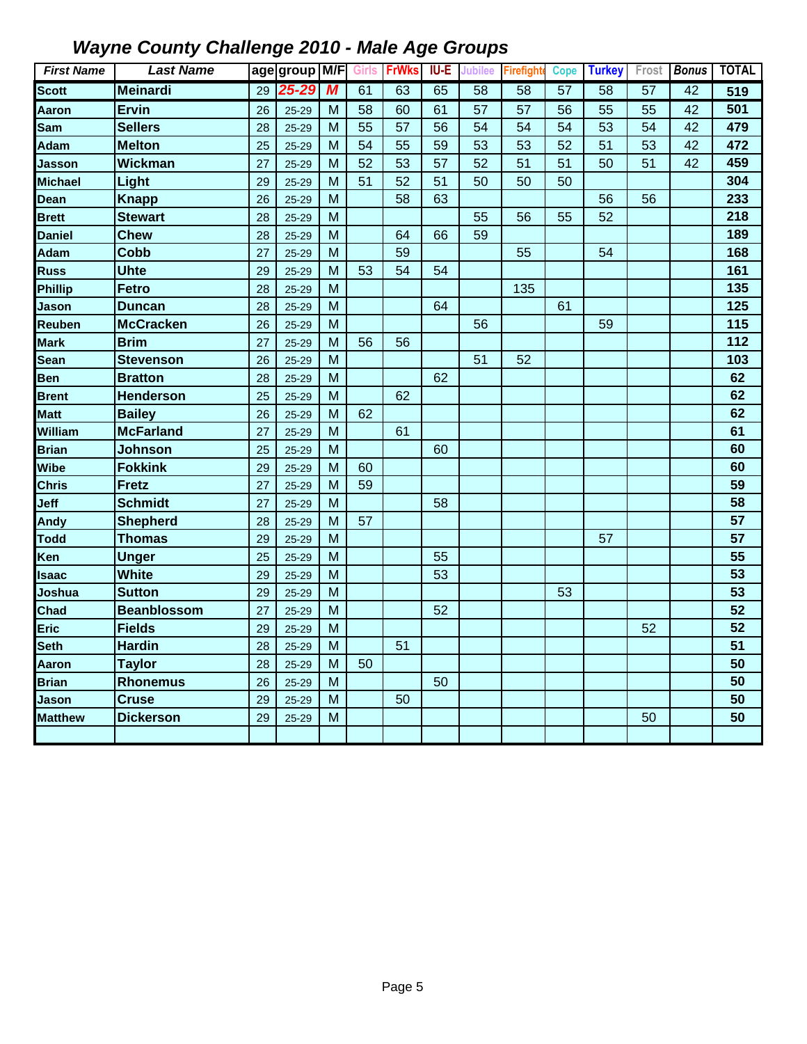## *Wayne County Challenge 2010 - Male Age Groups*

| *First Name* | *Last Name* | age | group | M/F | Girls | FrWks | IU-E | Jubilee | Firefighter | Cope | Turkey | Frost | *Bonus* | TOTAL |
|---|---|---|---|---|---|---|---|---|---|---|---|---|---|---|
| **Scott** | **Meinardi** | 29 | ***25-29*** | ***M*** | 61 | 63 | 65 | 58 | 58 | 57 | 58 | 57 | 42 | **519** |
| **Aaron** | **Ervin** | 26 | 25-29 | M | 58 | 60 | 61 | 57 | 57 | 56 | 55 | 55 | 42 | **501** |
| **Sam** | **Sellers** | 28 | 25-29 | M | 55 | 57 | 56 | 54 | 54 | 54 | 53 | 54 | 42 | **479** |
| **Adam** | **Melton** | 25 | 25-29 | M | 54 | 55 | 59 | 53 | 53 | 52 | 51 | 53 | 42 | **472** |
| **Jasson** | **Wickman** | 27 | 25-29 | M | 52 | 53 | 57 | 52 | 51 | 51 | 50 | 51 | 42 | **459** |
| **Michael** | **Light** | 29 | 25-29 | M | 51 | 52 | 51 | 50 | 50 | 50 | | | | **304** |
| **Dean** | **Knapp** | 26 | 25-29 | M | | 58 | 63 | | | | 56 | 56 | | **233** |
| **Brett** | **Stewart** | 28 | 25-29 | M | | | | 55 | 56 | 55 | 52 | | | **218** |
| **Daniel** | **Chew** | 28 | 25-29 | M | | 64 | 66 | 59 | | | | | | **189** |
| **Adam** | **Cobb** | 27 | 25-29 | M | | 59 | | | 55 | | 54 | | | **168** |
| **Russ** | **Uhte** | 29 | 25-29 | M | 53 | 54 | 54 | | | | | | | **161** |
| **Phillip** | **Fetro** | 28 | 25-29 | M | | | | | 135 | | | | | **135** |
| **Jason** | **Duncan** | 28 | 25-29 | M | | | 64 | | | 61 | | | | **125** |
| **Reuben** | **McCracken** | 26 | 25-29 | M | | | | 56 | | | 59 | | | **115** |
| **Mark** | **Brim** | 27 | 25-29 | M | 56 | 56 | | | | | | | | **112** |
| **Sean** | **Stevenson** | 26 | 25-29 | M | | | | 51 | 52 | | | | | **103** |
| **Ben** | **Bratton** | 28 | 25-29 | M | | | 62 | | | | | | | **62** |
| **Brent** | **Henderson** | 25 | 25-29 | M | | 62 | | | | | | | | **62** |
| **Matt** | **Bailey** | 26 | 25-29 | M | 62 | | | | | | | | | **62** |
| **William** | **McFarland** | 27 | 25-29 | M | | 61 | | | | | | | | **61** |
| **Brian** | **Johnson** | 25 | 25-29 | M | | | 60 | | | | | | | **60** |
| **Wibe** | **Fokkink** | 29 | 25-29 | M | 60 | | | | | | | | | **60** |
| **Chris** | **Fretz** | 27 | 25-29 | M | 59 | | | | | | | | | **59** |
| **Jeff** | **Schmidt** | 27 | 25-29 | M | | | 58 | | | | | | | **58** |
| **Andy** | **Shepherd** | 28 | 25-29 | M | 57 | | | | | | | | | **57** |
| **Todd** | **Thomas** | 29 | 25-29 | M | | | | | | | 57 | | | **57** |
| **Ken** | **Unger** | 25 | 25-29 | M | | | 55 | | | | | | | **55** |
| **Isaac** | **White** | 29 | 25-29 | M | | | 53 | | | | | | | **53** |
| **Joshua** | **Sutton** | 29 | 25-29 | M | | | | | | 53 | | | | **53** |
| **Chad** | **Beanblossom** | 27 | 25-29 | M | | | 52 | | | | | | | **52** |
| **Eric** | **Fields** | 29 | 25-29 | M | | | | | | | | 52 | | **52** |
| **Seth** | **Hardin** | 28 | 25-29 | M | | 51 | | | | | | | | **51** |
| **Aaron** | **Taylor** | 28 | 25-29 | M | 50 | | | | | | | | | **50** |
| **Brian** | **Rhonemus** | 26 | 25-29 | M | | | 50 | | | | | | | **50** |
| **Jason** | **Cruse** | 29 | 25-29 | M | | 50 | | | | | | | | **50** |
| **Matthew** | **Dickerson** | 29 | 25-29 | M | | | | | | | | 50 | | **50** |
| | | | | | | | | | | | | | | |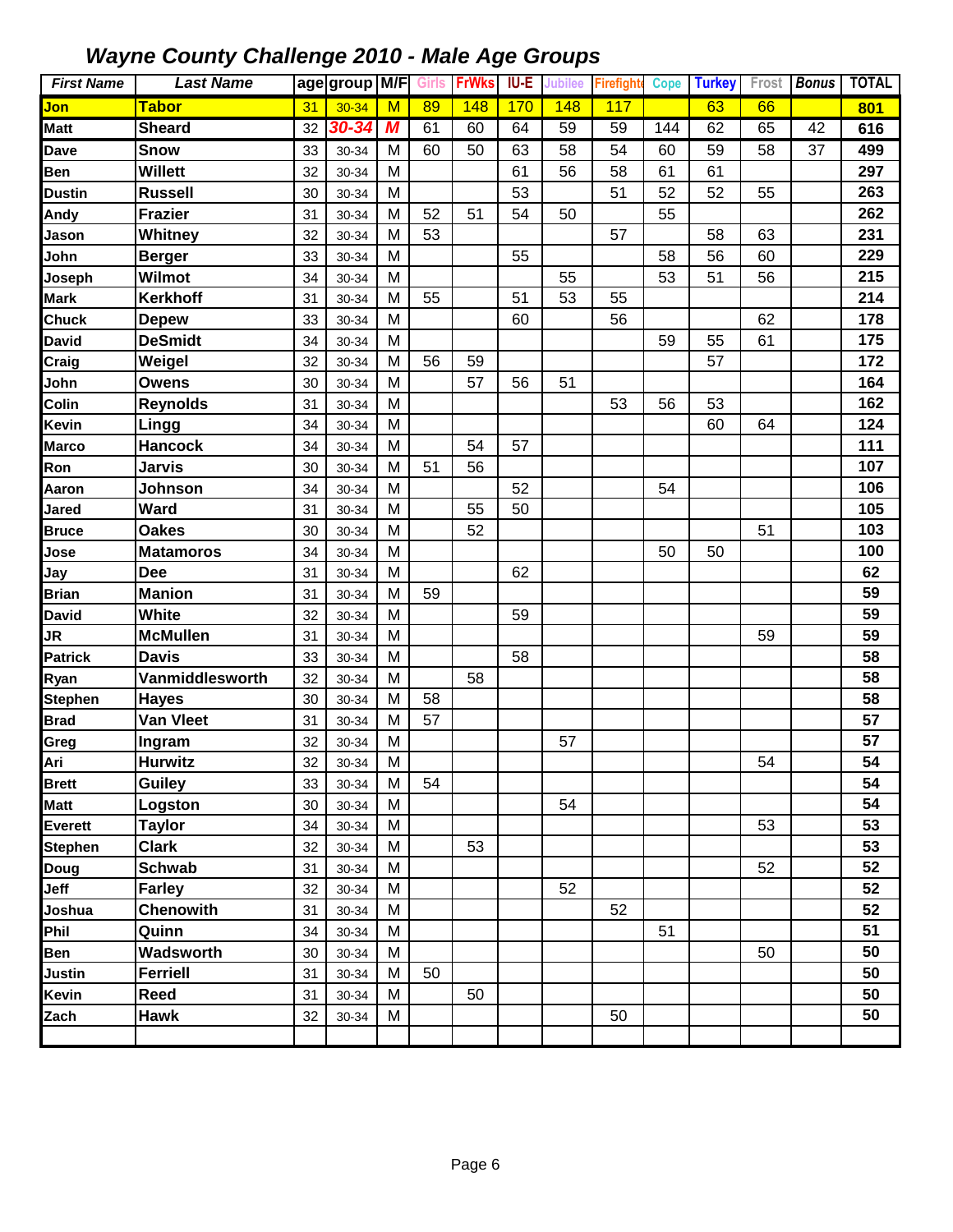## *Wayne County Challenge 2010 - Male Age Groups*

| First Name | Last Name | age | group | M/F | Girls | FrWks | IU-E | Jubilee | Firefighte | Cope | Turkey | Frost | Bonus | TOTAL |
|---|---|---|---|---|---|---|---|---|---|---|---|---|---|---|
| Jon | Tabor | 31 | 30-34 | M | 89 | 148 | 170 | 148 | 117 | | 63 | 66 | | 801 |
| Matt | Sheard | 32 | 30-34 | M | 61 | 60 | 64 | 59 | 59 | 144 | 62 | 65 | 42 | 616 |
| Dave | Snow | 33 | 30-34 | M | 60 | 50 | 63 | 58 | 54 | 60 | 59 | 58 | 37 | 499 |
| Ben | Willett | 32 | 30-34 | M | | | 61 | 56 | 58 | 61 | 61 | | | 297 |
| Dustin | Russell | 30 | 30-34 | M | | | 53 | | 51 | 52 | 52 | 55 | | 263 |
| Andy | Frazier | 31 | 30-34 | M | 52 | 51 | 54 | 50 | | 55 | | | | 262 |
| Jason | Whitney | 32 | 30-34 | M | 53 | | | | 57 | | 58 | 63 | | 231 |
| John | Berger | 33 | 30-34 | M | | | 55 | | | 58 | 56 | 60 | | 229 |
| Joseph | Wilmot | 34 | 30-34 | M | | | | 55 | | 53 | 51 | 56 | | 215 |
| Mark | Kerkhoff | 31 | 30-34 | M | 55 | | 51 | 53 | 55 | | | | | 214 |
| Chuck | Depew | 33 | 30-34 | M | | | 60 | | 56 | | | 62 | | 178 |
| David | DeSmidt | 34 | 30-34 | M | | | | | | 59 | 55 | 61 | | 175 |
| Craig | Weigel | 32 | 30-34 | M | 56 | 59 | | | | | 57 | | | 172 |
| John | Owens | 30 | 30-34 | M | | 57 | 56 | 51 | | | | | | 164 |
| Colin | Reynolds | 31 | 30-34 | M | | | | | 53 | 56 | 53 | | | 162 |
| Kevin | Lingg | 34 | 30-34 | M | | | | | | | 60 | 64 | | 124 |
| Marco | Hancock | 34 | 30-34 | M | | 54 | 57 | | | | | | | 111 |
| Ron | Jarvis | 30 | 30-34 | M | 51 | 56 | | | | | | | | 107 |
| Aaron | Johnson | 34 | 30-34 | M | | | 52 | | | 54 | | | | 106 |
| Jared | Ward | 31 | 30-34 | M | | 55 | 50 | | | | | | | 105 |
| Bruce | Oakes | 30 | 30-34 | M | | 52 | | | | | | 51 | | 103 |
| Jose | Matamoros | 34 | 30-34 | M | | | | | | 50 | 50 | | | 100 |
| Jay | Dee | 31 | 30-34 | M | | | 62 | | | | | | | 62 |
| Brian | Manion | 31 | 30-34 | M | 59 | | | | | | | | | 59 |
| David | White | 32 | 30-34 | M | | | 59 | | | | | | | 59 |
| JR | McMullen | 31 | 30-34 | M | | | | | | | | 59 | | 59 |
| Patrick | Davis | 33 | 30-34 | M | | | 58 | | | | | | | 58 |
| Ryan | Vanmiddlesworth | 32 | 30-34 | M | | 58 | | | | | | | | 58 |
| Stephen | Hayes | 30 | 30-34 | M | 58 | | | | | | | | | 58 |
| Brad | Van Vleet | 31 | 30-34 | M | 57 | | | | | | | | | 57 |
| Greg | Ingram | 32 | 30-34 | M | | | | 57 | | | | | | 57 |
| Ari | Hurwitz | 32 | 30-34 | M | | | | | | | | 54 | | 54 |
| Brett | Guiley | 33 | 30-34 | M | 54 | | | | | | | | | 54 |
| Matt | Logston | 30 | 30-34 | M | | | | 54 | | | | | | 54 |
| Everett | Taylor | 34 | 30-34 | M | | | | | | | | 53 | | 53 |
| Stephen | Clark | 32 | 30-34 | M | | 53 | | | | | | | | 53 |
| Doug | Schwab | 31 | 30-34 | M | | | | | | | | 52 | | 52 |
| Jeff | Farley | 32 | 30-34 | M | | | | 52 | | | | | | 52 |
| Joshua | Chenowith | 31 | 30-34 | M | | | | | 52 | | | | | 52 |
| Phil | Quinn | 34 | 30-34 | M | | | | | | 51 | | | | 51 |
| Ben | Wadsworth | 30 | 30-34 | M | | | | | | | | 50 | | 50 |
| Justin | Ferriell | 31 | 30-34 | M | 50 | | | | | | | | | 50 |
| Kevin | Reed | 31 | 30-34 | M | | 50 | | | | | | | | 50 |
| Zach | Hawk | 32 | 30-34 | M | | | | | 50 | | | | | 50 |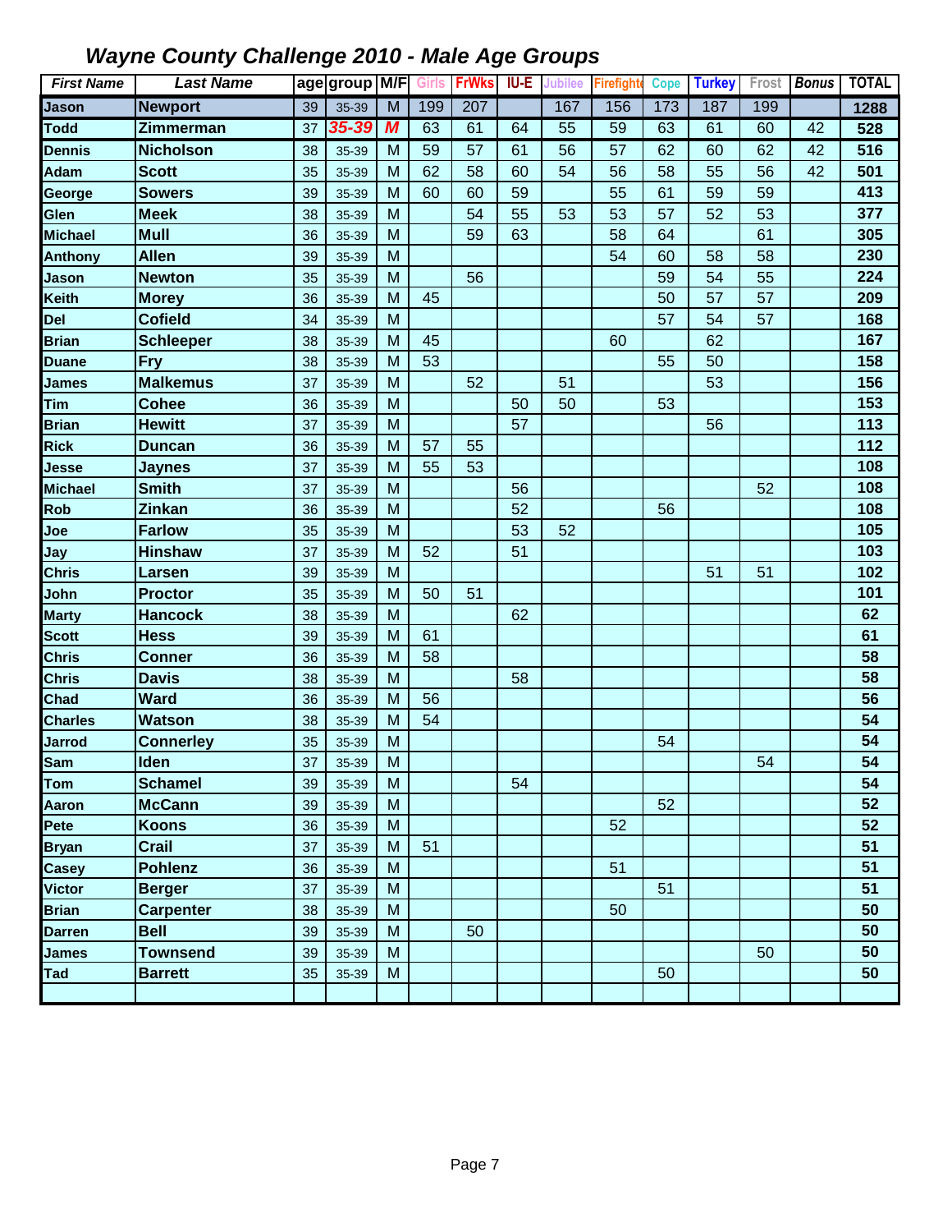## *Wayne County Challenge 2010 - Male Age Groups*

| First Name | Last Name | age | group | M/F | Girls | FrWks | IU-E | Jubilee | Firefighter | Cope | Turkey | Frost | Bonus | TOTAL |
|---|---|---|---|---|---|---|---|---|---|---|---|---|---|---|
| Jason | Newport | 39 | 35-39 | M | 199 | 207 | | 167 | 156 | 173 | 187 | 199 | | 1288 |
| Todd | Zimmerman | 37 | 35-39 | M | 63 | 61 | 64 | 55 | 59 | 63 | 61 | 60 | 42 | 528 |
| Dennis | Nicholson | 38 | 35-39 | M | 59 | 57 | 61 | 56 | 57 | 62 | 60 | 62 | 42 | 516 |
| Adam | Scott | 35 | 35-39 | M | 62 | 58 | 60 | 54 | 56 | 58 | 55 | 56 | 42 | 501 |
| George | Sowers | 39 | 35-39 | M | 60 | 60 | 59 | | 55 | 61 | 59 | 59 | | 413 |
| Glen | Meek | 38 | 35-39 | M | | 54 | 55 | 53 | 53 | 57 | 52 | 53 | | 377 |
| Michael | Mull | 36 | 35-39 | M | | 59 | 63 | | 58 | 64 | | 61 | | 305 |
| Anthony | Allen | 39 | 35-39 | M | | | | | 54 | 60 | 58 | 58 | | 230 |
| Jason | Newton | 35 | 35-39 | M | | 56 | | | | 59 | 54 | 55 | | 224 |
| Keith | Morey | 36 | 35-39 | M | 45 | | | | | 50 | 57 | 57 | | 209 |
| Del | Cofield | 34 | 35-39 | M | | | | | | 57 | 54 | 57 | | 168 |
| Brian | Schleeper | 38 | 35-39 | M | 45 | | | | 60 | | 62 | | | 167 |
| Duane | Fry | 38 | 35-39 | M | 53 | | | | | 55 | 50 | | | 158 |
| James | Malkemus | 37 | 35-39 | M | | 52 | | 51 | | | 53 | | | 156 |
| Tim | Cohee | 36 | 35-39 | M | | | 50 | 50 | | 53 | | | | 153 |
| Brian | Hewitt | 37 | 35-39 | M | | | 57 | | | | 56 | | | 113 |
| Rick | Duncan | 36 | 35-39 | M | 57 | 55 | | | | | | | | 112 |
| Jesse | Jaynes | 37 | 35-39 | M | 55 | 53 | | | | | | | | 108 |
| Michael | Smith | 37 | 35-39 | M | | | 56 | | | | | 52 | | 108 |
| Rob | Zinkan | 36 | 35-39 | M | | | 52 | | | 56 | | | | 108 |
| Joe | Farlow | 35 | 35-39 | M | | | 53 | 52 | | | | | | 105 |
| Jay | Hinshaw | 37 | 35-39 | M | 52 | | 51 | | | | | | | 103 |
| Chris | Larsen | 39 | 35-39 | M | | | | | | | 51 | 51 | | 102 |
| John | Proctor | 35 | 35-39 | M | 50 | 51 | | | | | | | | 101 |
| Marty | Hancock | 38 | 35-39 | M | | | 62 | | | | | | | 62 |
| Scott | Hess | 39 | 35-39 | M | 61 | | | | | | | | | 61 |
| Chris | Conner | 36 | 35-39 | M | 58 | | | | | | | | | 58 |
| Chris | Davis | 38 | 35-39 | M | | | 58 | | | | | | | 58 |
| Chad | Ward | 36 | 35-39 | M | 56 | | | | | | | | | 56 |
| Charles | Watson | 38 | 35-39 | M | 54 | | | | | | | | | 54 |
| Jarrod | Connerley | 35 | 35-39 | M | | | | | | 54 | | | | 54 |
| Sam | Iden | 37 | 35-39 | M | | | | | | | | 54 | | 54 |
| Tom | Schamel | 39 | 35-39 | M | | | 54 | | | | | | | 54 |
| Aaron | McCann | 39 | 35-39 | M | | | | | | 52 | | | | 52 |
| Pete | Koons | 36 | 35-39 | M | | | | | 52 | | | | | 52 |
| Bryan | Crail | 37 | 35-39 | M | 51 | | | | | | | | | 51 |
| Casey | Pohlenz | 36 | 35-39 | M | | | | | 51 | | | | | 51 |
| Victor | Berger | 37 | 35-39 | M | | | | | | 51 | | | | 51 |
| Brian | Carpenter | 38 | 35-39 | M | | | | | 50 | | | | | 50 |
| Darren | Bell | 39 | 35-39 | M | | 50 | | | | | | | | 50 |
| James | Townsend | 39 | 35-39 | M | | | | | | | | 50 | | 50 |
| Tad | Barrett | 35 | 35-39 | M | | | | | | 50 | | | | 50 |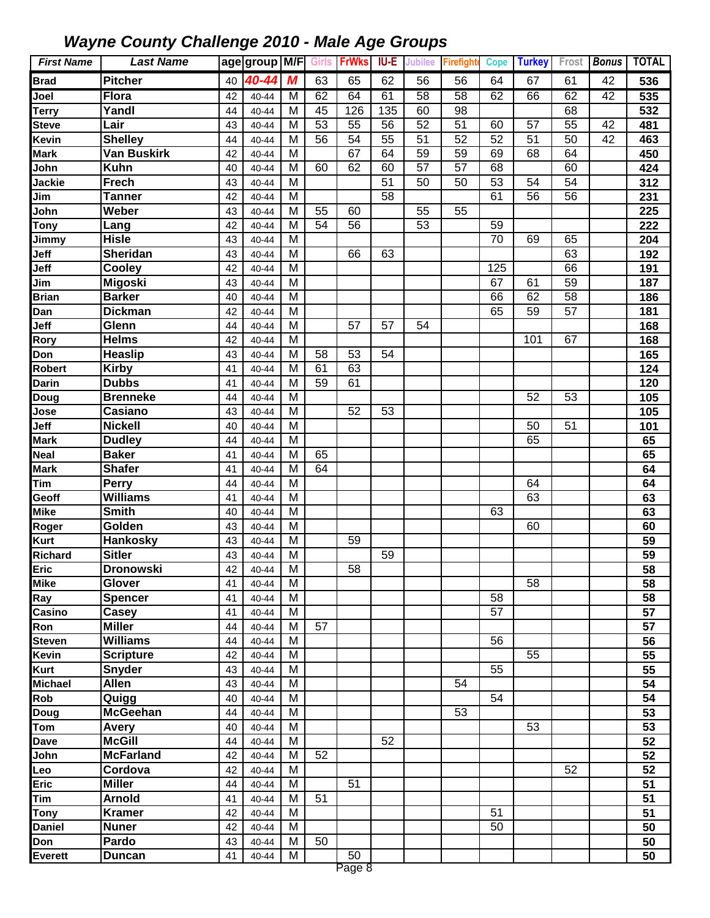# *Wayne County Challenge 2010 - Male Age Groups*

| First Name | Last Name | age | group | M/F | Girls | FrWks | IU-E | Jubilee | Firefighte | Cope | Turkey | Frost | Bonus | TOTAL |
|---|---|---|---|---|---|---|---|---|---|---|---|---|---|---|
| Brad | Pitcher | 40 | 40-44 | M | 63 | 65 | 62 | 56 | 56 | 64 | 67 | 61 | 42 | 536 |
| Joel | Flora | 42 | 40-44 | M | 62 | 64 | 61 | 58 | 58 | 62 | 66 | 62 | 42 | 535 |
| Terry | Yandl | 44 | 40-44 | M | 45 | 126 | 135 | 60 | 98 | | | 68 | | 532 |
| Steve | Lair | 43 | 40-44 | M | 53 | 55 | 56 | 52 | 51 | 60 | 57 | 55 | 42 | 481 |
| Kevin | Shelley | 44 | 40-44 | M | 56 | 54 | 55 | 51 | 52 | 52 | 51 | 50 | 42 | 463 |
| Mark | Van Buskirk | 42 | 40-44 | M | | 67 | 64 | 59 | 59 | 69 | 68 | 64 | | 450 |
| John | Kuhn | 40 | 40-44 | M | 60 | 62 | 60 | 57 | 57 | 68 | | 60 | | 424 |
| Jackie | Frech | 43 | 40-44 | M | | | 51 | 50 | 50 | 53 | 54 | 54 | | 312 |
| Jim | Tanner | 42 | 40-44 | M | | | 58 | | | 61 | 56 | 56 | | 231 |
| John | Weber | 43 | 40-44 | M | 55 | 60 | | 55 | 55 | | | | | 225 |
| Tony | Lang | 42 | 40-44 | M | 54 | 56 | | 53 | | 59 | | | | 222 |
| Jimmy | Hisle | 43 | 40-44 | M | | | | | | 70 | 69 | 65 | | 204 |
| Jeff | Sheridan | 43 | 40-44 | M | | 66 | 63 | | | | | 63 | | 192 |
| Jeff | Cooley | 42 | 40-44 | M | | | | | | 125 | | 66 | | 191 |
| Jim | Migoski | 43 | 40-44 | M | | | | | | 67 | 61 | 59 | | 187 |
| Brian | Barker | 40 | 40-44 | M | | | | | | 66 | 62 | 58 | | 186 |
| Dan | Dickman | 42 | 40-44 | M | | | | | | 65 | 59 | 57 | | 181 |
| Jeff | Glenn | 44 | 40-44 | M | | 57 | 57 | 54 | | | | | | 168 |
| Rory | Helms | 42 | 40-44 | M | | | | | | | 101 | 67 | | 168 |
| Don | Heaslip | 43 | 40-44 | M | 58 | 53 | 54 | | | | | | | 165 |
| Robert | Kirby | 41 | 40-44 | M | 61 | 63 | | | | | | | | 124 |
| Darin | Dubbs | 41 | 40-44 | M | 59 | 61 | | | | | | | | 120 |
| Doug | Brenneke | 44 | 40-44 | M | | | | | | | 52 | 53 | | 105 |
| Jose | Casiano | 43 | 40-44 | M | | 52 | 53 | | | | | | | 105 |
| Jeff | Nickell | 40 | 40-44 | M | | | | | | | 50 | 51 | | 101 |
| Mark | Dudley | 44 | 40-44 | M | | | | | | | 65 | | | 65 |
| Neal | Baker | 41 | 40-44 | M | 65 | | | | | | | | | 65 |
| Mark | Shafer | 41 | 40-44 | M | 64 | | | | | | | | | 64 |
| Tim | Perry | 44 | 40-44 | M | | | | | | | 64 | | | 64 |
| Geoff | Williams | 41 | 40-44 | M | | | | | | | 63 | | | 63 |
| Mike | Smith | 40 | 40-44 | M | | | | | | 63 | | | | 63 |
| Roger | Golden | 43 | 40-44 | M | | | | | | | 60 | | | 60 |
| Kurt | Hankosky | 43 | 40-44 | M | | 59 | | | | | | | | 59 |
| Richard | Sitler | 43 | 40-44 | M | | | 59 | | | | | | | 59 |
| Eric | Dronowski | 42 | 40-44 | M | | 58 | | | | | | | | 58 |
| Mike | Glover | 41 | 40-44 | M | | | | | | | 58 | | | 58 |
| Ray | Spencer | 41 | 40-44 | M | | | | | | 58 | | | | 58 |
| Casino | Casey | 41 | 40-44 | M | | | | | | 57 | | | | 57 |
| Ron | Miller | 44 | 40-44 | M | 57 | | | | | | | | | 57 |
| Steven | Williams | 44 | 40-44 | M | | | | | | 56 | | | | 56 |
| Kevin | Scripture | 42 | 40-44 | M | | | | | | | 55 | | | 55 |
| Kurt | Snyder | 43 | 40-44 | M | | | | | | 55 | | | | 55 |
| Michael | Allen | 43 | 40-44 | M | | | | | 54 | | | | | 54 |
| Rob | Quigg | 40 | 40-44 | M | | | | | | 54 | | | | 54 |
| Doug | McGeehan | 44 | 40-44 | M | | | | | 53 | | | | | 53 |
| Tom | Avery | 40 | 40-44 | M | | | | | | | 53 | | | 53 |
| Dave | McGill | 44 | 40-44 | M | | | 52 | | | | | | | 52 |
| John | McFarland | 42 | 40-44 | M | 52 | | | | | | | | | 52 |
| Leo | Cordova | 42 | 40-44 | M | | | | | | | | 52 | | 52 |
| Eric | Miller | 44 | 40-44 | M | | 51 | | | | | | | | 51 |
| Tim | Arnold | 41 | 40-44 | M | 51 | | | | | | | | | 51 |
| Tony | Kramer | 42 | 40-44 | M | | | | | | 51 | | | | 51 |
| Daniel | Nuner | 42 | 40-44 | M | | | | | | 50 | | | | 50 |
| Don | Pardo | 43 | 40-44 | M | 50 | | | | | | | | | 50 |
| Everett | Duncan | 41 | 40-44 | M | | 50 | | | | | | | | 50 |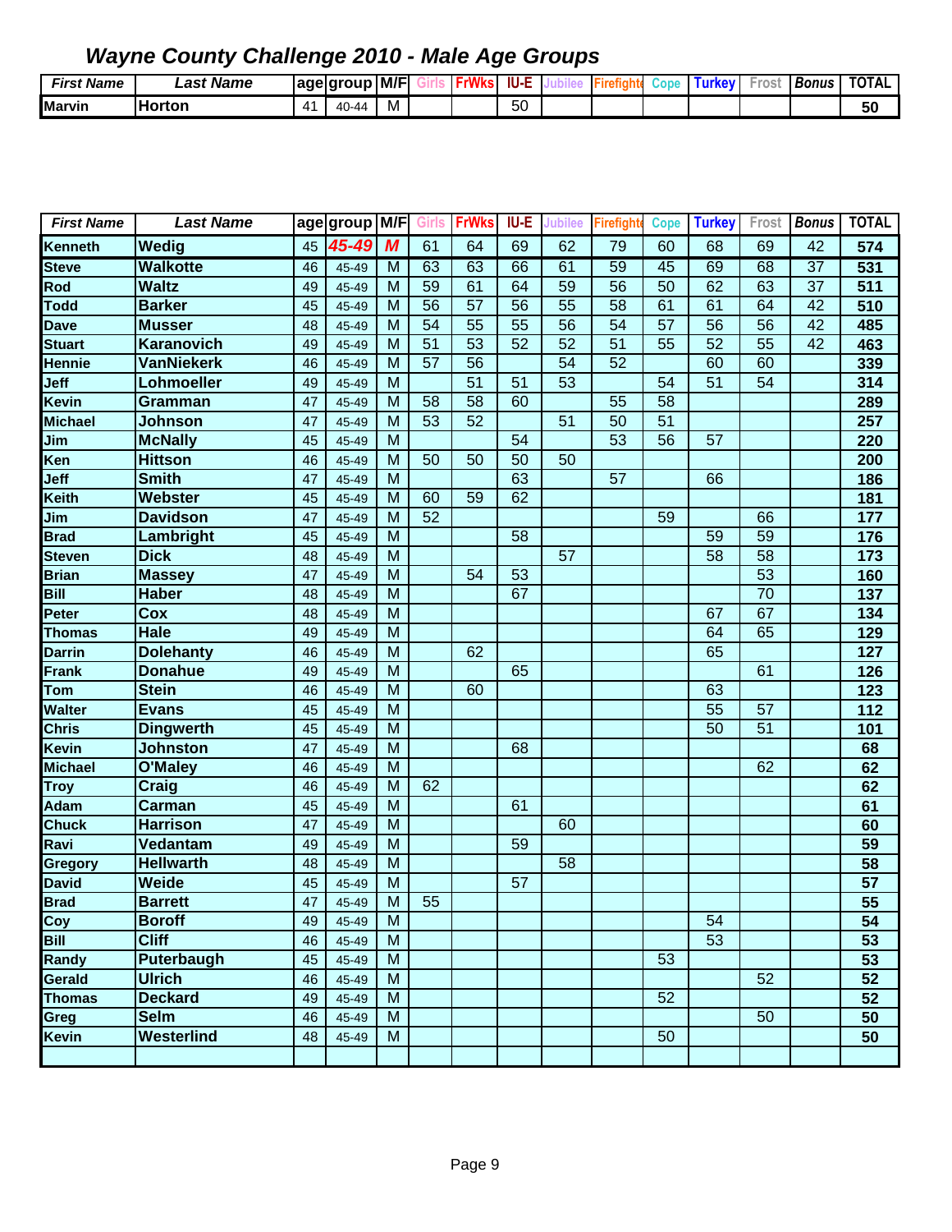## *Wayne County Challenge 2010 - Male Age Groups*

| First Name | Last Name | age | group | M/F | Girls | FrWks | IU-E | Jubilee | Firefighte | Cope | Turkey | Frost | Bonus | TOTAL |
|---|---|---|---|---|---|---|---|---|---|---|---|---|---|---|
| Marvin | Horton | 41 | 40-44 | M | | | 50 | | | | | | | 50 |

| First Name | Last Name | age | group | M/F | Girls | FrWks | IU-E | Jubilee | Firefighte | Cope | Turkey | Frost | Bonus | TOTAL |
|---|---|---|---|---|---|---|---|---|---|---|---|---|---|---|
| Kenneth | Wedig | 45 | 45-49 | M | 61 | 64 | 69 | 62 | 79 | 60 | 68 | 69 | 42 | 574 |
| Steve | Walkotte | 46 | 45-49 | M | 63 | 63 | 66 | 61 | 59 | 45 | 69 | 68 | 37 | 531 |
| Rod | Waltz | 49 | 45-49 | M | 59 | 61 | 64 | 59 | 56 | 50 | 62 | 63 | 37 | 511 |
| Todd | Barker | 45 | 45-49 | M | 56 | 57 | 56 | 55 | 58 | 61 | 61 | 64 | 42 | 510 |
| Dave | Musser | 48 | 45-49 | M | 54 | 55 | 55 | 56 | 54 | 57 | 56 | 56 | 42 | 485 |
| Stuart | Karanovich | 49 | 45-49 | M | 51 | 53 | 52 | 52 | 51 | 55 | 52 | 55 | 42 | 463 |
| Hennie | VanNiekerk | 46 | 45-49 | M | 57 | 56 | | 54 | 52 | | 60 | 60 | | 339 |
| Jeff | Lohmoeller | 49 | 45-49 | M | | 51 | 51 | 53 | | 54 | 51 | 54 | | 314 |
| Kevin | Gramman | 47 | 45-49 | M | 58 | 58 | 60 | | 55 | 58 | | | | 289 |
| Michael | Johnson | 47 | 45-49 | M | 53 | 52 | | 51 | 50 | 51 | | | | 257 |
| Jim | McNally | 45 | 45-49 | M | | | 54 | | 53 | 56 | 57 | | | 220 |
| Ken | Hittson | 46 | 45-49 | M | 50 | 50 | 50 | 50 | | | | | | 200 |
| Jeff | Smith | 47 | 45-49 | M | | | 63 | | 57 | | 66 | | | 186 |
| Keith | Webster | 45 | 45-49 | M | 60 | 59 | 62 | | | | | | | 181 |
| Jim | Davidson | 47 | 45-49 | M | 52 | | | | | 59 | | 66 | | 177 |
| Brad | Lambright | 45 | 45-49 | M | | | 58 | | | | 59 | 59 | | 176 |
| Steven | Dick | 48 | 45-49 | M | | | | 57 | | | 58 | 58 | | 173 |
| Brian | Massey | 47 | 45-49 | M | | 54 | 53 | | | | | 53 | | 160 |
| Bill | Haber | 48 | 45-49 | M | | | 67 | | | | | 70 | | 137 |
| Peter | Cox | 48 | 45-49 | M | | | | | | | 67 | 67 | | 134 |
| Thomas | Hale | 49 | 45-49 | M | | | | | | | 64 | 65 | | 129 |
| Darrin | Dolehanty | 46 | 45-49 | M | | 62 | | | | | 65 | | | 127 |
| Frank | Donahue | 49 | 45-49 | M | | | 65 | | | | | 61 | | 126 |
| Tom | Stein | 46 | 45-49 | M | | 60 | | | | | 63 | | | 123 |
| Walter | Evans | 45 | 45-49 | M | | | | | | | 55 | 57 | | 112 |
| Chris | Dingwerth | 45 | 45-49 | M | | | | | | | 50 | 51 | | 101 |
| Kevin | Johnston | 47 | 45-49 | M | | | 68 | | | | | | | 68 |
| Michael | O'Maley | 46 | 45-49 | M | | | | | | | | 62 | | 62 |
| Troy | Craig | 46 | 45-49 | M | 62 | | | | | | | | | 62 |
| Adam | Carman | 45 | 45-49 | M | | | 61 | | | | | | | 61 |
| Chuck | Harrison | 47 | 45-49 | M | | | | 60 | | | | | | 60 |
| Ravi | Vedantam | 49 | 45-49 | M | | | 59 | | | | | | | 59 |
| Gregory | Hellwarth | 48 | 45-49 | M | | | | 58 | | | | | | 58 |
| David | Weide | 45 | 45-49 | M | | | 57 | | | | | | | 57 |
| Brad | Barrett | 47 | 45-49 | M | 55 | | | | | | | | | 55 |
| Coy | Boroff | 49 | 45-49 | M | | | | | | | 54 | | | 54 |
| Bill | Cliff | 46 | 45-49 | M | | | | | | | 53 | | | 53 |
| Randy | Puterbaugh | 45 | 45-49 | M | | | | | | 53 | | | | 53 |
| Gerald | Ulrich | 46 | 45-49 | M | | | | | | | | 52 | | 52 |
| Thomas | Deckard | 49 | 45-49 | M | | | | | | 52 | | | | 52 |
| Greg | Selm | 46 | 45-49 | M | | | | | | | | 50 | | 50 |
| Kevin | Westerlind | 48 | 45-49 | M | | | | | | 50 | | | | 50 |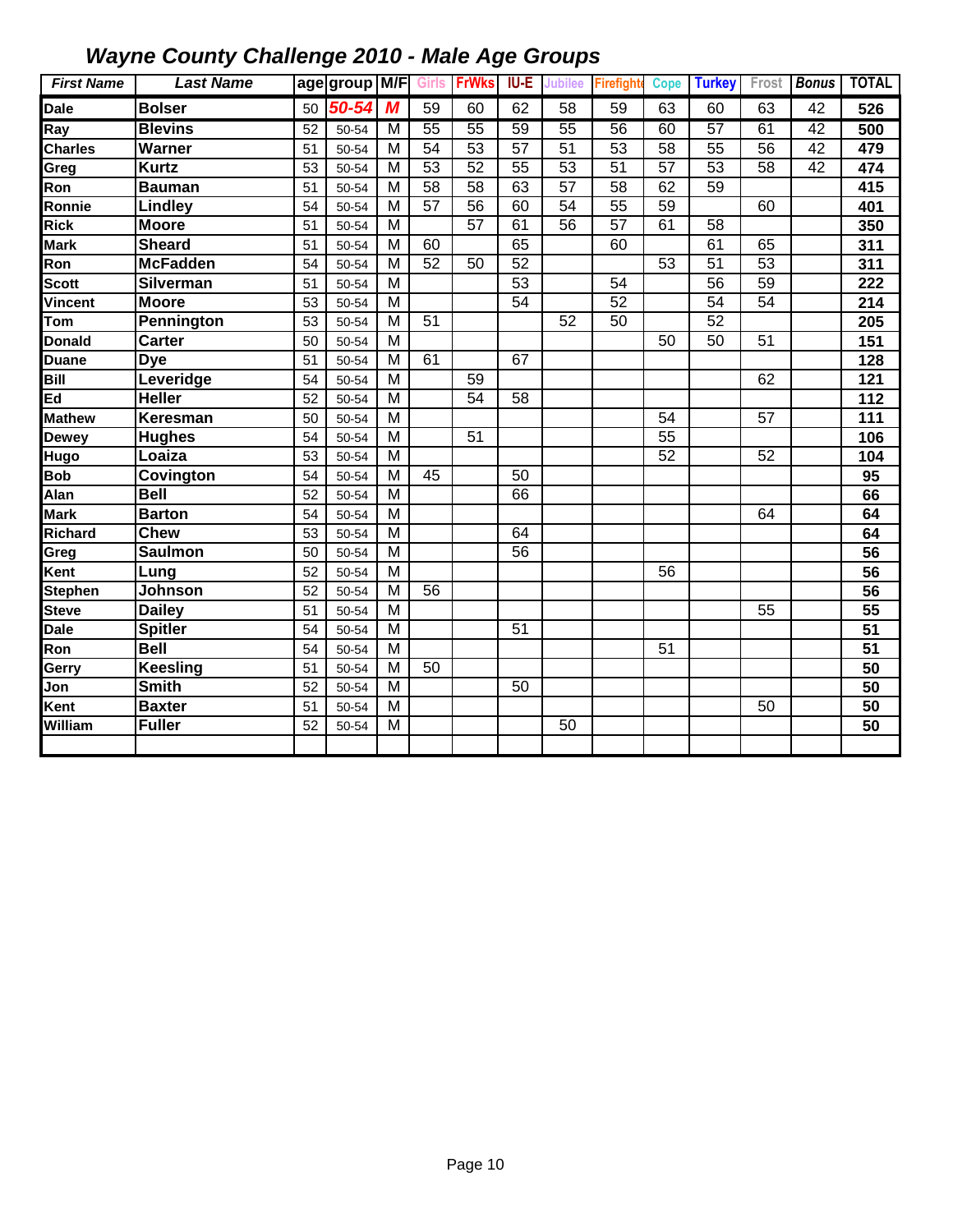## *Wayne County Challenge 2010 - Male Age Groups*

| First Name | Last Name | age | group | M/F | Girls | FrWks | IU-E | Jubilee | Firefighte | Cope | Turkey | Frost | Bonus | TOTAL |
|---|---|---|---|---|---|---|---|---|---|---|---|---|---|---|
| Dale | Bolser | 50 | 50-54 | M | 59 | 60 | 62 | 58 | 59 | 63 | 60 | 63 | 42 | 526 |
| Ray | Blevins | 52 | 50-54 | M | 55 | 55 | 59 | 55 | 56 | 60 | 57 | 61 | 42 | 500 |
| Charles | Warner | 51 | 50-54 | M | 54 | 53 | 57 | 51 | 53 | 58 | 55 | 56 | 42 | 479 |
| Greg | Kurtz | 53 | 50-54 | M | 53 | 52 | 55 | 53 | 51 | 57 | 53 | 58 | 42 | 474 |
| Ron | Bauman | 51 | 50-54 | M | 58 | 58 | 63 | 57 | 58 | 62 | 59 | | | 415 |
| Ronnie | Lindley | 54 | 50-54 | M | 57 | 56 | 60 | 54 | 55 | 59 | | 60 | | 401 |
| Rick | Moore | 51 | 50-54 | M | | 57 | 61 | 56 | 57 | 61 | 58 | | | 350 |
| Mark | Sheard | 51 | 50-54 | M | 60 | | 65 | | 60 | | 61 | 65 | | 311 |
| Ron | McFadden | 54 | 50-54 | M | 52 | 50 | 52 | | | 53 | 51 | 53 | | 311 |
| Scott | Silverman | 51 | 50-54 | M | | | 53 | | 54 | | 56 | 59 | | 222 |
| Vincent | Moore | 53 | 50-54 | M | | | 54 | | 52 | | 54 | 54 | | 214 |
| Tom | Pennington | 53 | 50-54 | M | 51 | | | 52 | 50 | | 52 | | | 205 |
| Donald | Carter | 50 | 50-54 | M | | | | | | 50 | 50 | 51 | | 151 |
| Duane | Dye | 51 | 50-54 | M | 61 | | 67 | | | | | | | 128 |
| Bill | Leveridge | 54 | 50-54 | M | | 59 | | | | | | 62 | | 121 |
| Ed | Heller | 52 | 50-54 | M | | 54 | 58 | | | | | | | 112 |
| Mathew | Keresman | 50 | 50-54 | M | | | | | | 54 | | 57 | | 111 |
| Dewey | Hughes | 54 | 50-54 | M | | 51 | | | | 55 | | | | 106 |
| Hugo | Loaiza | 53 | 50-54 | M | | | | | | 52 | | 52 | | 104 |
| Bob | Covington | 54 | 50-54 | M | 45 | | 50 | | | | | | | 95 |
| Alan | Bell | 52 | 50-54 | M | | | 66 | | | | | | | 66 |
| Mark | Barton | 54 | 50-54 | M | | | | | | | | 64 | | 64 |
| Richard | Chew | 53 | 50-54 | M | | | 64 | | | | | | | 64 |
| Greg | Saulmon | 50 | 50-54 | M | | | 56 | | | | | | | 56 |
| Kent | Lung | 52 | 50-54 | M | | | | | | 56 | | | | 56 |
| Stephen | Johnson | 52 | 50-54 | M | 56 | | | | | | | | | 56 |
| Steve | Dailey | 51 | 50-54 | M | | | | | | | | 55 | | 55 |
| Dale | Spitler | 54 | 50-54 | M | | | 51 | | | | | | | 51 |
| Ron | Bell | 54 | 50-54 | M | | | | | | 51 | | | | 51 |
| Gerry | Keesling | 51 | 50-54 | M | 50 | | | | | | | | | 50 |
| Jon | Smith | 52 | 50-54 | M | | | 50 | | | | | | | 50 |
| Kent | Baxter | 51 | 50-54 | M | | | | | | | | 50 | | 50 |
| William | Fuller | 52 | 50-54 | M | | | | 50 | | | | | | 50 |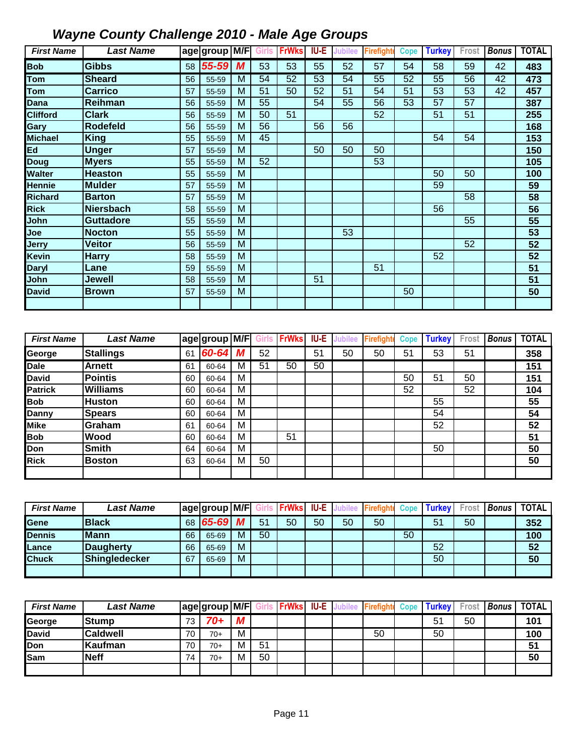# *Wayne County Challenge 2010 - Male Age Groups*

| First Name | Last Name | age | group | M/F | Girls | FrWks | IU-E | Jubilee | Firefighte | Cope | Turkey | Frost | Bonus | TOTAL |
|---|---|---|---|---|---|---|---|---|---|---|---|---|---|---|
| Bob | Gibbs | 58 | 55-59 | M | 53 | 53 | 55 | 52 | 57 | 54 | 58 | 59 | 42 | 483 |
| Tom | Sheard | 56 | 55-59 | M | 54 | 52 | 53 | 54 | 55 | 52 | 55 | 56 | 42 | 473 |
| Tom | Carrico | 57 | 55-59 | M | 51 | 50 | 52 | 51 | 54 | 51 | 53 | 53 | 42 | 457 |
| Dana | Reihman | 56 | 55-59 | M | 55 | | 54 | 55 | 56 | 53 | 57 | 57 | | 387 |
| Clifford | Clark | 56 | 55-59 | M | 50 | 51 | | | 52 | | 51 | 51 | | 255 |
| Gary | Rodefeld | 56 | 55-59 | M | 56 | | 56 | 56 | | | | | | 168 |
| Michael | King | 55 | 55-59 | M | 45 | | | | | | 54 | 54 | | 153 |
| Ed | Unger | 57 | 55-59 | M | | | 50 | 50 | 50 | | | | | 150 |
| Doug | Myers | 55 | 55-59 | M | 52 | | | | 53 | | | | | 105 |
| Walter | Heaston | 55 | 55-59 | M | | | | | | | 50 | 50 | | 100 |
| Hennie | Mulder | 57 | 55-59 | M | | | | | | | 59 | | | 59 |
| Richard | Barton | 57 | 55-59 | M | | | | | | | | 58 | | 58 |
| Rick | Niersbach | 58 | 55-59 | M | | | | | | | 56 | | | 56 |
| John | Guttadore | 55 | 55-59 | M | | | | | | | | 55 | | 55 |
| Joe | Nocton | 55 | 55-59 | M | | | | 53 | | | | | | 53 |
| Jerry | Veitor | 56 | 55-59 | M | | | | | | | | 52 | | 52 |
| Kevin | Harry | 58 | 55-59 | M | | | | | | | 52 | | | 52 |
| Daryl | Lane | 59 | 55-59 | M | | | | | 51 | | | | | 51 |
| John | Jewell | 58 | 55-59 | M | | | 51 | | | | | | | 51 |
| David | Brown | 57 | 55-59 | M | | | | | | 50 | | | | 50 |

| First Name | Last Name | age | group | M/F | Girls | FrWks | IU-E | Jubilee | Firefighte | Cope | Turkey | Frost | Bonus | TOTAL |
|---|---|---|---|---|---|---|---|---|---|---|---|---|---|---|
| George | Stallings | 61 | 60-64 | M | 52 | | 51 | 50 | 50 | 51 | 53 | 51 | | 358 |
| Dale | Arnett | 61 | 60-64 | M | 51 | 50 | 50 | | | | | | | 151 |
| David | Pointis | 60 | 60-64 | M | | | | | | 50 | 51 | 50 | | 151 |
| Patrick | Williams | 60 | 60-64 | M | | | | | | 52 | | 52 | | 104 |
| Bob | Huston | 60 | 60-64 | M | | | | | | | 55 | | | 55 |
| Danny | Spears | 60 | 60-64 | M | | | | | | | 54 | | | 54 |
| Mike | Graham | 61 | 60-64 | M | | | | | | | 52 | | | 52 |
| Bob | Wood | 60 | 60-64 | M | | 51 | | | | | | | | 51 |
| Don | Smith | 64 | 60-64 | M | | | | | | | 50 | | | 50 |
| Rick | Boston | 63 | 60-64 | M | 50 | | | | | | | | | 50 |

| First Name | Last Name | age | group | M/F | Girls | FrWks | IU-E | Jubilee | Firefighte | Cope | Turkey | Frost | Bonus | TOTAL |
|---|---|---|---|---|---|---|---|---|---|---|---|---|---|---|
| Gene | Black | 68 | 65-69 | M | 51 | 50 | 50 | 50 | 50 | | 51 | 50 | | 352 |
| Dennis | Mann | 66 | 65-69 | M | 50 | | | | | 50 | | | | 100 |
| Lance | Daugherty | 66 | 65-69 | M | | | | | | | 52 | | | 52 |
| Chuck | Shingledecker | 67 | 65-69 | M | | | | | | | 50 | | | 50 |

| First Name | Last Name | age | group | M/F | Girls | FrWks | IU-E | Jubilee | Firefighte | Cope | Turkey | Frost | Bonus | TOTAL |
|---|---|---|---|---|---|---|---|---|---|---|---|---|---|---|
| George | Stump | 73 | 70+ | M | | | | | | | 51 | 50 | | 101 |
| David | Caldwell | 70 | 70+ | M | | | | | 50 | | 50 | | | 100 |
| Don | Kaufman | 70 | 70+ | M | 51 | | | | | | | | | 51 |
| Sam | Neff | 74 | 70+ | M | 50 | | | | | | | | | 50 |